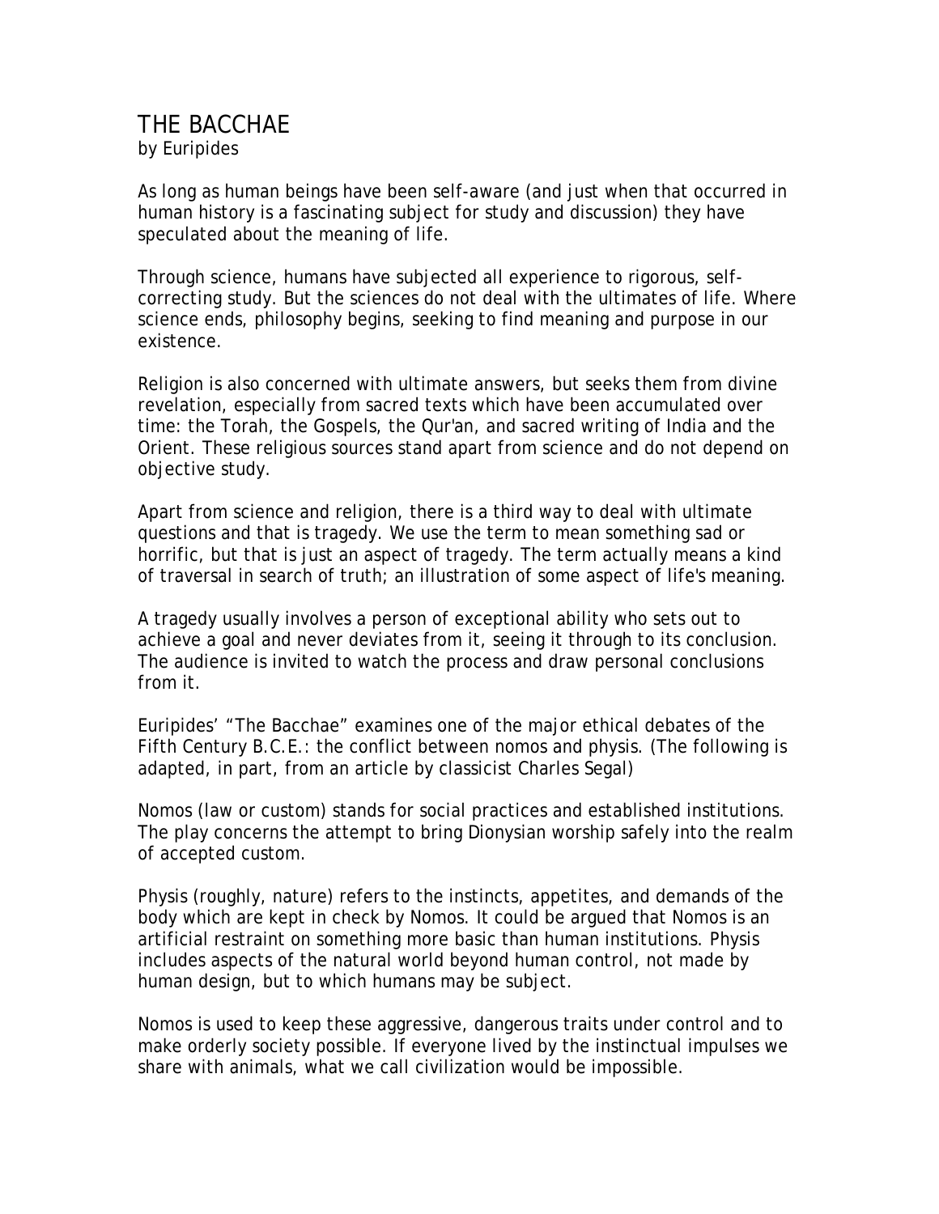# THE BACCHAE
by Euripides

As long as human beings have been self-aware (and just when that occurred in human history is a fascinating subject for study and discussion) they have speculated about the meaning of life.

Through science, humans have subjected all experience to rigorous, self-correcting study. But the sciences do not deal with the ultimates of life. Where science ends, philosophy begins, seeking to find meaning and purpose in our existence.

Religion is also concerned with ultimate answers, but seeks them from divine revelation, especially from sacred texts which have been accumulated over time: the Torah, the Gospels, the Qur'an, and sacred writing of India and the Orient. These religious sources stand apart from science and do not depend on objective study.

Apart from science and religion, there is a third way to deal with ultimate questions and that is tragedy. We use the term to mean something sad or horrific, but that is just an aspect of tragedy. The term actually means a kind of traversal in search of truth; an illustration of some aspect of life's meaning.

A tragedy usually involves a person of exceptional ability who sets out to achieve a goal and never deviates from it, seeing it through to its conclusion. The audience is invited to watch the process and draw personal conclusions from it.

Euripides' "The Bacchae" examines one of the major ethical debates of the Fifth Century B.C.E.: the conflict between nomos and physis. (The following is adapted, in part, from an article by classicist Charles Segal)

Nomos (law or custom) stands for social practices and established institutions. The play concerns the attempt to bring Dionysian worship safely into the realm of accepted custom.

Physis (roughly, nature) refers to the instincts, appetites, and demands of the body which are kept in check by Nomos. It could be argued that Nomos is an artificial restraint on something more basic than human institutions. Physis includes aspects of the natural world beyond human control, not made by human design, but to which humans may be subject.

Nomos is used to keep these aggressive, dangerous traits under control and to make orderly society possible. If everyone lived by the instinctual impulses we share with animals, what we call civilization would be impossible.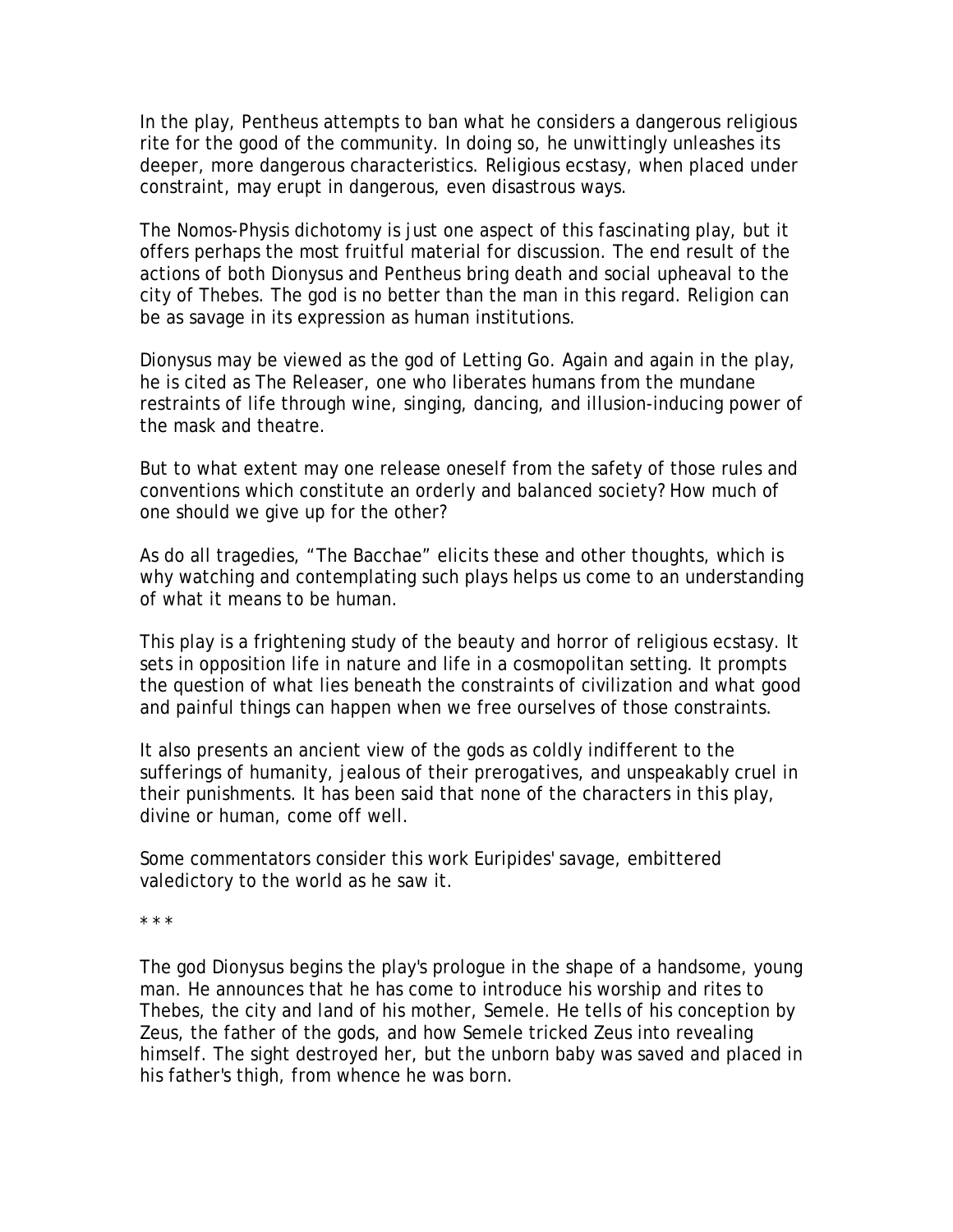In the play, Pentheus attempts to ban what he considers a dangerous religious rite for the good of the community. In doing so, he unwittingly unleashes its deeper, more dangerous characteristics. Religious ecstasy, when placed under constraint, may erupt in dangerous, even disastrous ways.

The Nomos-Physis dichotomy is just one aspect of this fascinating play, but it offers perhaps the most fruitful material for discussion. The end result of the actions of both Dionysus and Pentheus bring death and social upheaval to the city of Thebes. The god is no better than the man in this regard. Religion can be as savage in its expression as human institutions.

Dionysus may be viewed as the god of Letting Go. Again and again in the play, he is cited as The Releaser, one who liberates humans from the mundane restraints of life through wine, singing, dancing, and illusion-inducing power of the mask and theatre.

But to what extent may one release oneself from the safety of those rules and conventions which constitute an orderly and balanced society? How much of one should we give up for the other?

As do all tragedies, "The Bacchae" elicits these and other thoughts, which is why watching and contemplating such plays helps us come to an understanding of what it means to be human.

This play is a frightening study of the beauty and horror of religious ecstasy. It sets in opposition life in nature and life in a cosmopolitan setting. It prompts the question of what lies beneath the constraints of civilization and what good and painful things can happen when we free ourselves of those constraints.

It also presents an ancient view of the gods as coldly indifferent to the sufferings of humanity, jealous of their prerogatives, and unspeakably cruel in their punishments. It has been said that none of the characters in this play, divine or human, come off well.

Some commentators consider this work Euripides' savage, embittered valedictory to the world as he saw it.

* * *

The god Dionysus begins the play's prologue in the shape of a handsome, young man. He announces that he has come to introduce his worship and rites to Thebes, the city and land of his mother, Semele. He tells of his conception by Zeus, the father of the gods, and how Semele tricked Zeus into revealing himself. The sight destroyed her, but the unborn baby was saved and placed in his father's thigh, from whence he was born.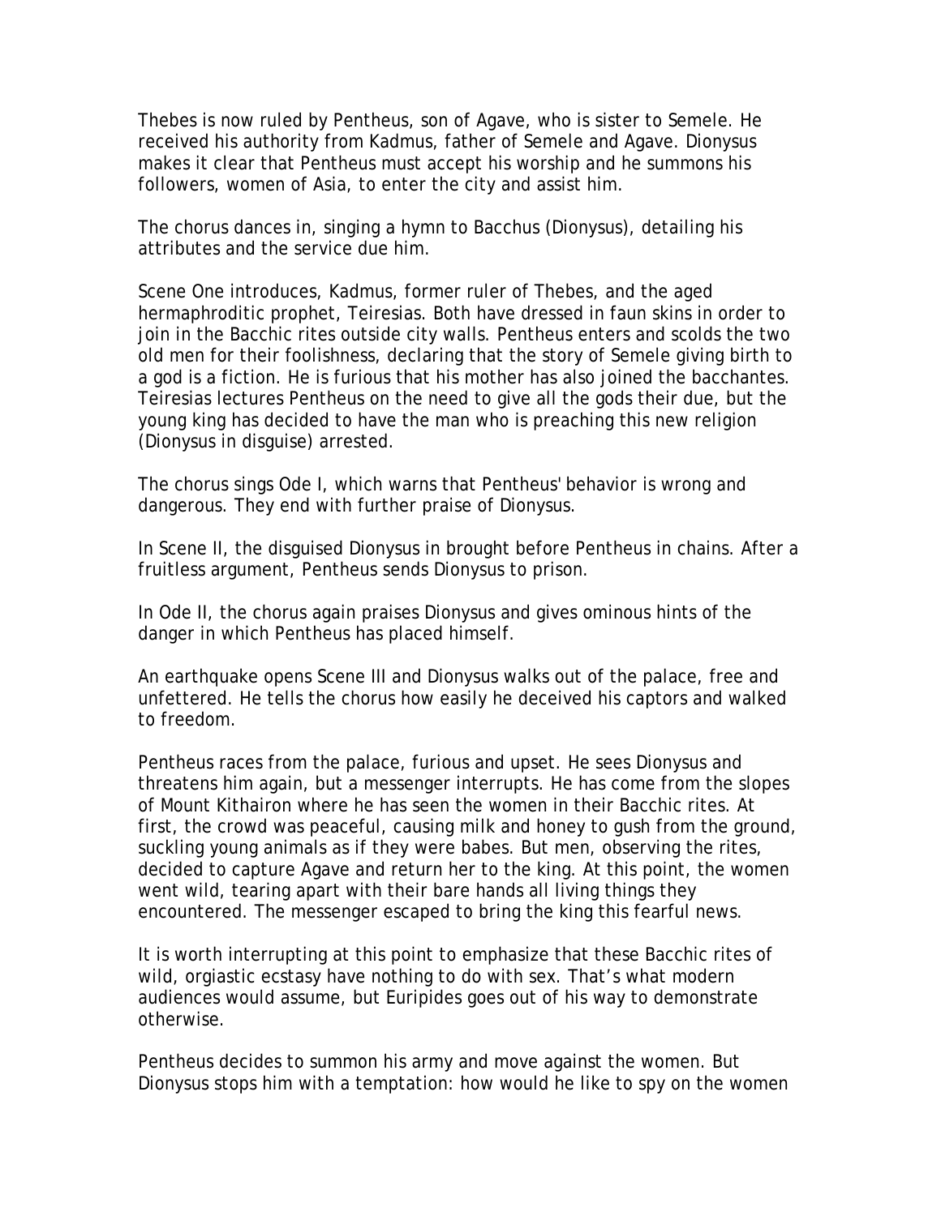Thebes is now ruled by Pentheus, son of Agave, who is sister to Semele. He received his authority from Kadmus, father of Semele and Agave. Dionysus makes it clear that Pentheus must accept his worship and he summons his followers, women of Asia, to enter the city and assist him.

The chorus dances in, singing a hymn to Bacchus (Dionysus), detailing his attributes and the service due him.

Scene One introduces, Kadmus, former ruler of Thebes, and the aged hermaphroditic prophet, Teiresias. Both have dressed in faun skins in order to join in the Bacchic rites outside city walls. Pentheus enters and scolds the two old men for their foolishness, declaring that the story of Semele giving birth to a god is a fiction. He is furious that his mother has also joined the bacchantes. Teiresias lectures Pentheus on the need to give all the gods their due, but the young king has decided to have the man who is preaching this new religion (Dionysus in disguise) arrested.

The chorus sings Ode I, which warns that Pentheus' behavior is wrong and dangerous. They end with further praise of Dionysus.

In Scene II, the disguised Dionysus in brought before Pentheus in chains. After a fruitless argument, Pentheus sends Dionysus to prison.

In Ode II, the chorus again praises Dionysus and gives ominous hints of the danger in which Pentheus has placed himself.

An earthquake opens Scene III and Dionysus walks out of the palace, free and unfettered. He tells the chorus how easily he deceived his captors and walked to freedom.

Pentheus races from the palace, furious and upset. He sees Dionysus and threatens him again, but a messenger interrupts. He has come from the slopes of Mount Kithairon where he has seen the women in their Bacchic rites. At first, the crowd was peaceful, causing milk and honey to gush from the ground, suckling young animals as if they were babes. But men, observing the rites, decided to capture Agave and return her to the king. At this point, the women went wild, tearing apart with their bare hands all living things they encountered. The messenger escaped to bring the king this fearful news.

It is worth interrupting at this point to emphasize that these Bacchic rites of wild, orgiastic ecstasy have nothing to do with sex. That's what modern audiences would assume, but Euripides goes out of his way to demonstrate otherwise.

Pentheus decides to summon his army and move against the women. But Dionysus stops him with a temptation: how would he like to spy on the women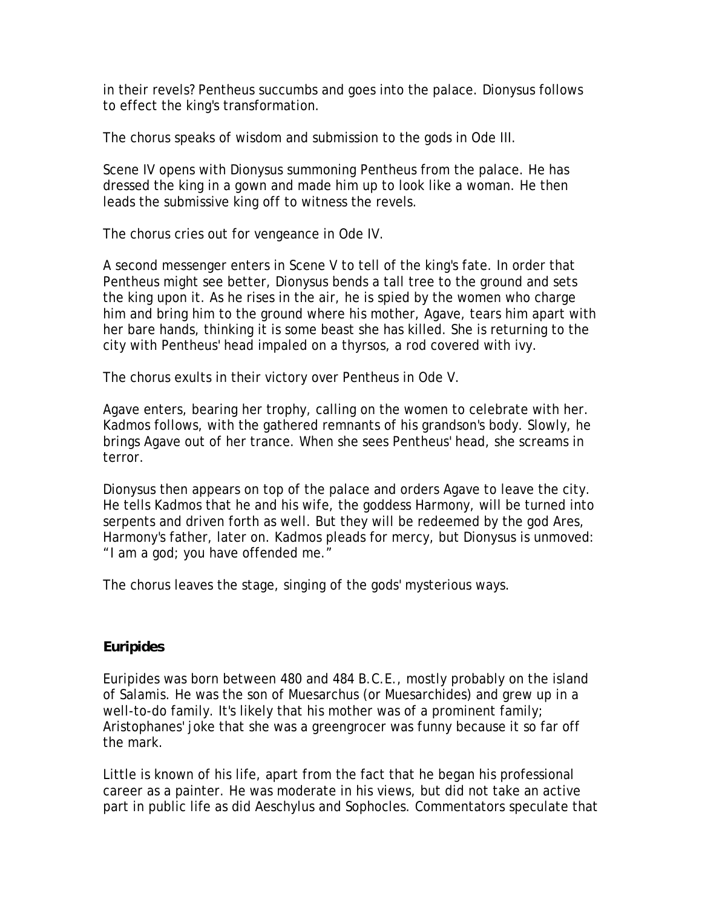in their revels? Pentheus succumbs and goes into the palace. Dionysus follows to effect the king's transformation.

The chorus speaks of wisdom and submission to the gods in Ode III.

Scene IV opens with Dionysus summoning Pentheus from the palace. He has dressed the king in a gown and made him up to look like a woman. He then leads the submissive king off to witness the revels.

The chorus cries out for vengeance in Ode IV.

A second messenger enters in Scene V to tell of the king's fate. In order that Pentheus might see better, Dionysus bends a tall tree to the ground and sets the king upon it. As he rises in the air, he is spied by the women who charge him and bring him to the ground where his mother, Agave, tears him apart with her bare hands, thinking it is some beast she has killed. She is returning to the city with Pentheus' head impaled on a thyrsos, a rod covered with ivy.

The chorus exults in their victory over Pentheus in Ode V.

Agave enters, bearing her trophy, calling on the women to celebrate with her. Kadmos follows, with the gathered remnants of his grandson's body. Slowly, he brings Agave out of her trance. When she sees Pentheus' head, she screams in terror.

Dionysus then appears on top of the palace and orders Agave to leave the city. He tells Kadmos that he and his wife, the goddess Harmony, will be turned into serpents and driven forth as well. But they will be redeemed by the god Ares, Harmony's father, later on. Kadmos pleads for mercy, but Dionysus is unmoved: "I am a god; you have offended me."

The chorus leaves the stage, singing of the gods' mysterious ways.

## Euripides

Euripides was born between 480 and 484 B.C.E., mostly probably on the island of Salamis. He was the son of Muesarchus (or Muesarchides) and grew up in a well-to-do family. It's likely that his mother was of a prominent family; Aristophanes' joke that she was a greengrocer was funny because it so far off the mark.

Little is known of his life, apart from the fact that he began his professional career as a painter. He was moderate in his views, but did not take an active part in public life as did Aeschylus and Sophocles. Commentators speculate that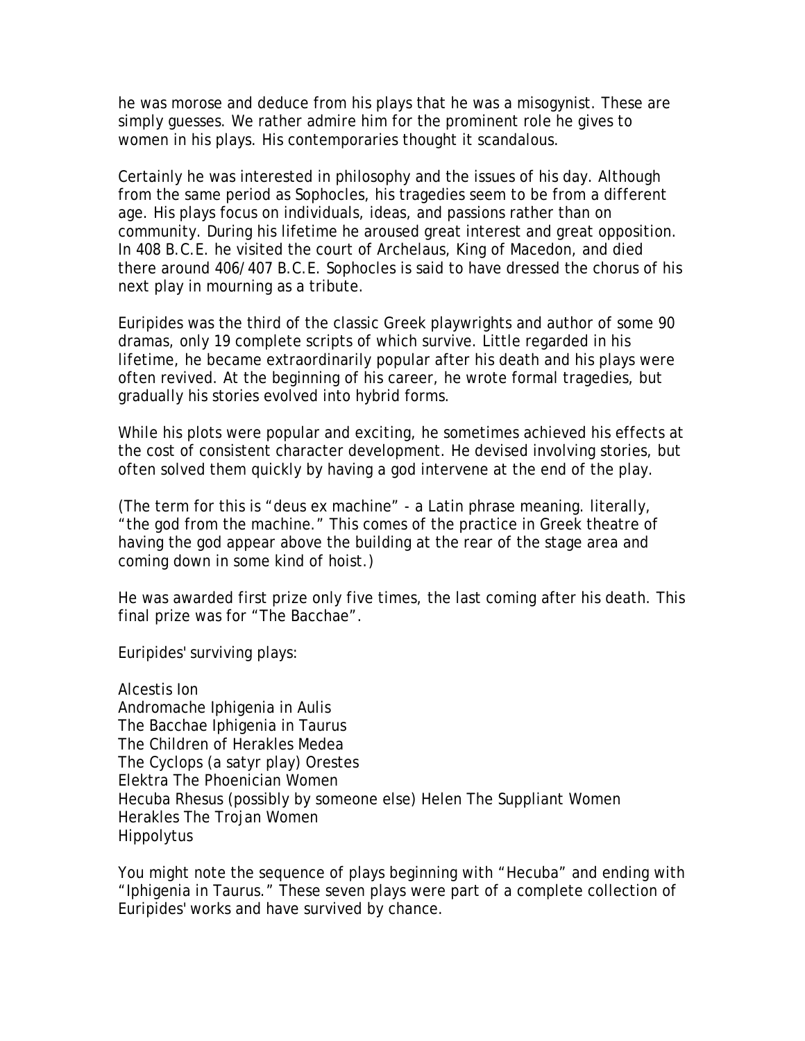he was morose and deduce from his plays that he was a misogynist. These are simply guesses. We rather admire him for the prominent role he gives to women in his plays. His contemporaries thought it scandalous.

Certainly he was interested in philosophy and the issues of his day. Although from the same period as Sophocles, his tragedies seem to be from a different age. His plays focus on individuals, ideas, and passions rather than on community. During his lifetime he aroused great interest and great opposition. In 408 B.C.E. he visited the court of Archelaus, King of Macedon, and died there around 406/407 B.C.E. Sophocles is said to have dressed the chorus of his next play in mourning as a tribute.

Euripides was the third of the classic Greek playwrights and author of some 90 dramas, only 19 complete scripts of which survive. Little regarded in his lifetime, he became extraordinarily popular after his death and his plays were often revived. At the beginning of his career, he wrote formal tragedies, but gradually his stories evolved into hybrid forms.

While his plots were popular and exciting, he sometimes achieved his effects at the cost of consistent character development. He devised involving stories, but often solved them quickly by having a god intervene at the end of the play.

(The term for this is "deus ex machine" - a Latin phrase meaning. literally, "the god from the machine." This comes of the practice in Greek theatre of having the god appear above the building at the rear of the stage area and coming down in some kind of hoist.)

He was awarded first prize only five times, the last coming after his death. This final prize was for "The Bacchae".

Euripides' surviving plays:

Alcestis Ion
Andromache Iphigenia in Aulis
The Bacchae Iphigenia in Taurus
The Children of Herakles Medea
The Cyclops (a satyr play) Orestes
Elektra The Phoenician Women
Hecuba Rhesus (possibly by someone else) Helen The Suppliant Women
Herakles The Trojan Women
Hippolytus

You might note the sequence of plays beginning with "Hecuba" and ending with "Iphigenia in Taurus." These seven plays were part of a complete collection of Euripides' works and have survived by chance.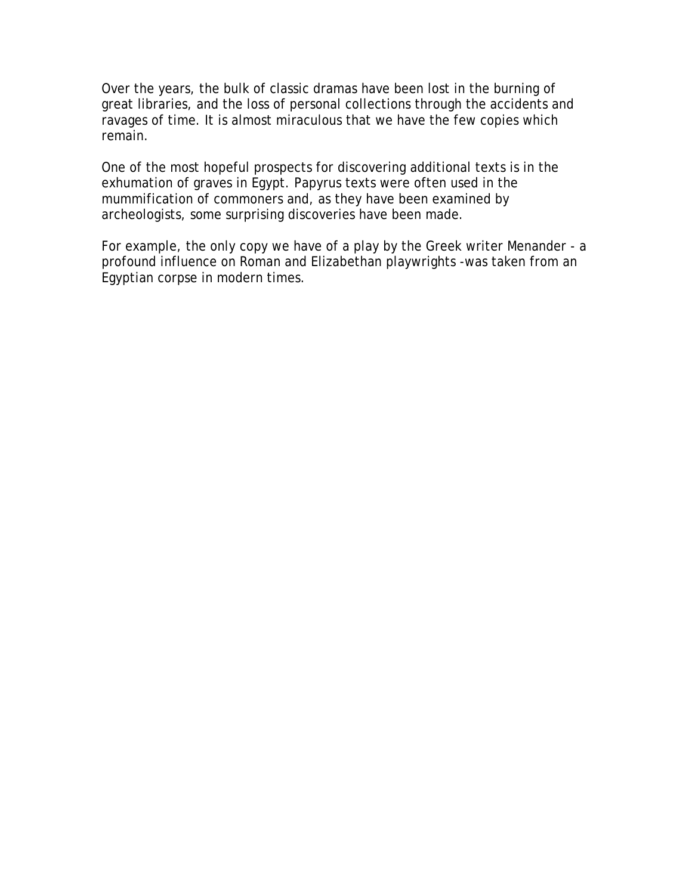Over the years, the bulk of classic dramas have been lost in the burning of great libraries, and the loss of personal collections through the accidents and ravages of time. It is almost miraculous that we have the few copies which remain.

One of the most hopeful prospects for discovering additional texts is in the exhumation of graves in Egypt. Papyrus texts were often used in the mummification of commoners and, as they have been examined by archeologists, some surprising discoveries have been made.

For example, the only copy we have of a play by the Greek writer Menander - a profound influence on Roman and Elizabethan playwrights -was taken from an Egyptian corpse in modern times.